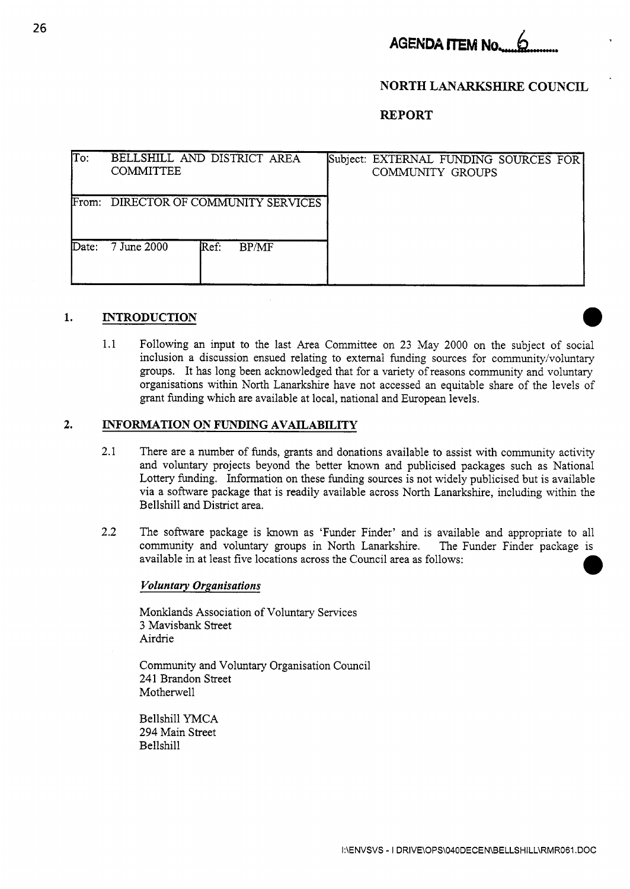**AGENDA ITEM No. 6**

**NORTH LANARKSHIRE COUNCIL**

**REPORT**

| To: BELLSHILL AND DISTRICT AREA COMMITTEE | | Subject: EXTERNAL FUNDING SOURCES FOR COMMUNITY GROUPS |
|---|---|---|
| From: DIRECTOR OF COMMUNITY SERVICES | | |
| Date: 7 June 2000 | Ref: BP/MF | |

## 1. INTRODUCTION

1.1 Following an input to the last Area Committee on 23 May 2000 on the subject of social inclusion a discussion ensued relating to external funding sources for community/voluntary groups. It has long been acknowledged that for a variety of reasons community and voluntary organisations within North Lanarkshire have not accessed an equitable share of the levels of grant funding which are available at local, national and European levels.

## 2. INFORMATION ON FUNDING AVAILABILITY

2.1 There are a number of funds, grants and donations available to assist with community activity and voluntary projects beyond the better known and publicised packages such as National Lottery funding. Information on these funding sources is not widely publicised but is available via a software package that is readily available across North Lanarkshire, including within the Bellshill and District area.

2.2 The software package is known as 'Funder Finder' and is available and appropriate to all community and voluntary groups in North Lanarkshire. The Funder Finder package is available in at least five locations across the Council area as follows:

***Voluntary Organisations***

Monklands Association of Voluntary Services
3 Mavisbank Street
Airdrie

Community and Voluntary Organisation Council
241 Brandon Street
Motherwell

Bellshill YMCA
294 Main Street
Bellshill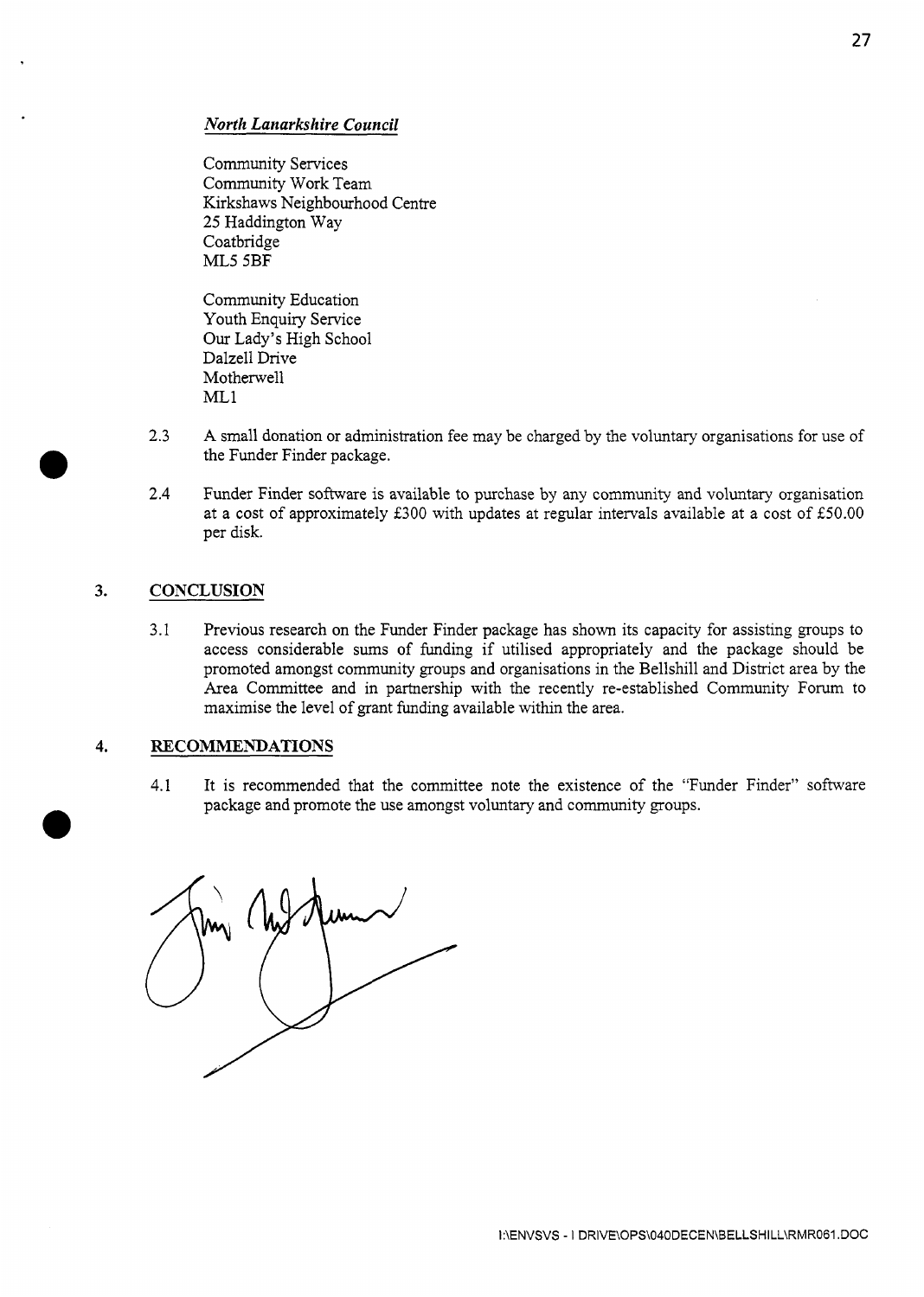*North Lanarkshire Council*

Community Services
Community Work Team
Kirkshaws Neighbourhood Centre
25 Haddington Way
Coatbridge
ML5 5BF

Community Education
Youth Enquiry Service
Our Lady's High School
Dalzell Drive
Motherwell
ML1

2.3 A small donation or administration fee may be charged by the voluntary organisations for use of the Funder Finder package.

2.4 Funder Finder software is available to purchase by any community and voluntary organisation at a cost of approximately £300 with updates at regular intervals available at a cost of £50.00 per disk.

## 3. CONCLUSION

3.1 Previous research on the Funder Finder package has shown its capacity for assisting groups to access considerable sums of funding if utilised appropriately and the package should be promoted amongst community groups and organisations in the Bellshill and District area by the Area Committee and in partnership with the recently re-established Community Forum to maximise the level of grant funding available within the area.

## 4. RECOMMENDATIONS

4.1 It is recommended that the committee note the existence of the "Funder Finder" software package and promote the use amongst voluntary and community groups.

I:\ENVSVS - I DRIVE\OPS\040DECEN\BELLSHILL\RMR061.DOC